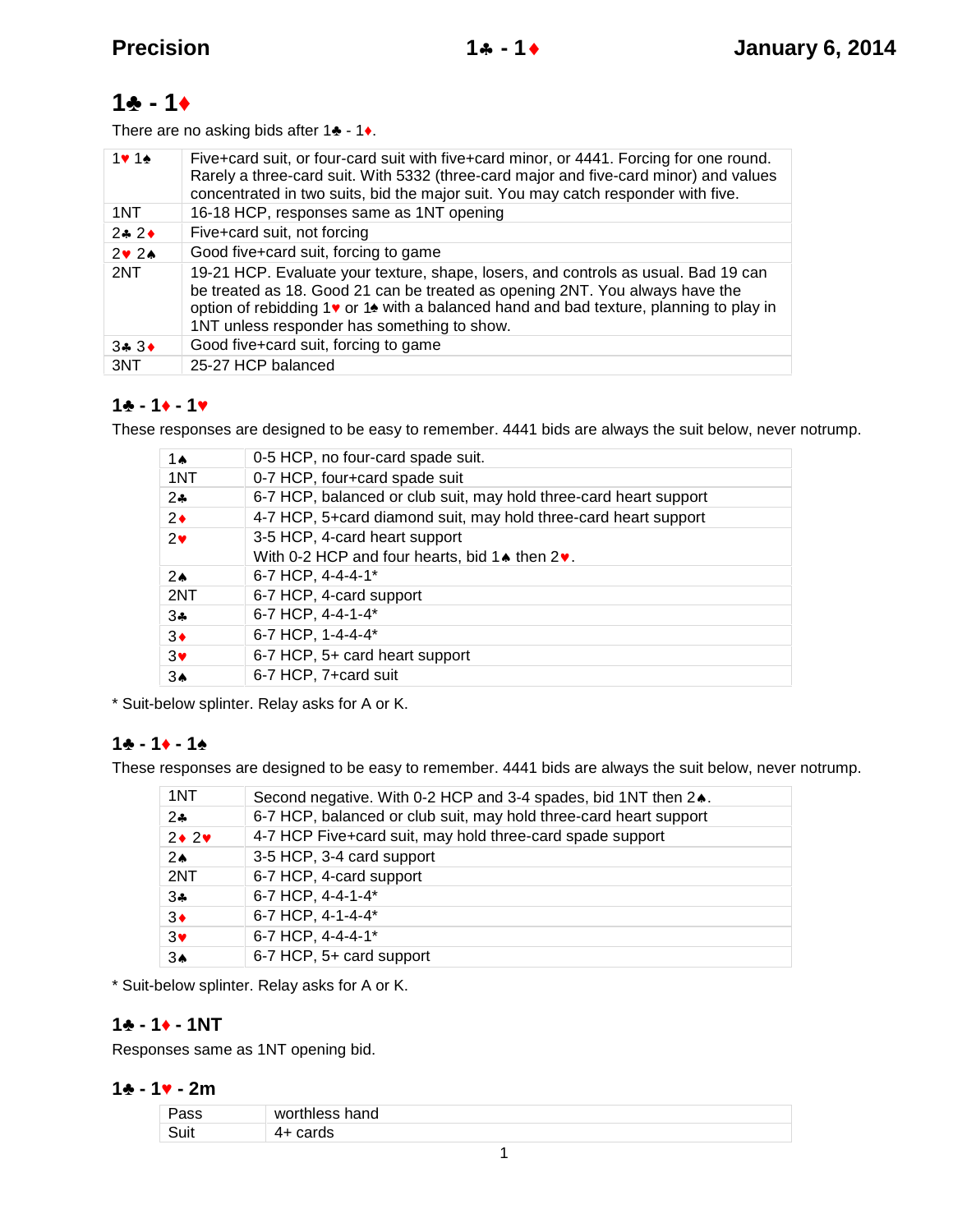# 1♣ - 1♦

There are no asking bids after 1♣ - 1♦.

| | |
|---|---|
| 1♥ 1♠ | Five+card suit, or four-card suit with five+card minor, or 4441. Forcing for one round. Rarely a three-card suit. With 5332 (three-card major and five-card minor) and values concentrated in two suits, bid the major suit. You may catch responder with five. |
| 1NT | 16-18 HCP, responses same as 1NT opening |
| 2♣ 2♦ | Five+card suit, not forcing |
| 2♥ 2♠ | Good five+card suit, forcing to game |
| 2NT | 19-21 HCP. Evaluate your texture, shape, losers, and controls as usual. Bad 19 can be treated as 18. Good 21 can be treated as opening 2NT. You always have the option of rebidding 1♥ or 1♠ with a balanced hand and bad texture, planning to play in 1NT unless responder has something to show. |
| 3♣ 3♦ | Good five+card suit, forcing to game |
| 3NT | 25-27 HCP balanced |

## 1♣ - 1♦ - 1♥

These responses are designed to be easy to remember. 4441 bids are always the suit below, never notrump.

| | |
|---|---|
| 1♠ | 0-5 HCP, no four-card spade suit. |
| 1NT | 0-7 HCP, four+card spade suit |
| 2♣ | 6-7 HCP, balanced or club suit, may hold three-card heart support |
| 2♦ | 4-7 HCP, 5+card diamond suit, may hold three-card heart support |
| 2♥ | 3-5 HCP, 4-card heart support<br>With 0-2 HCP and four hearts, bid 1♠ then 2♥. |
| 2♠ | 6-7 HCP, 4-4-4-1* |
| 2NT | 6-7 HCP, 4-card support |
| 3♣ | 6-7 HCP, 4-4-1-4* |
| 3♦ | 6-7 HCP, 1-4-4-4* |
| 3♥ | 6-7 HCP, 5+ card heart support |
| 3♠ | 6-7 HCP, 7+card suit |

* Suit-below splinter. Relay asks for A or K.

## 1♣ - 1♦ - 1♠

These responses are designed to be easy to remember. 4441 bids are always the suit below, never notrump.

| | |
|---|---|
| 1NT | Second negative. With 0-2 HCP and 3-4 spades, bid 1NT then 2♠. |
| 2♣ | 6-7 HCP, balanced or club suit, may hold three-card heart support |
| 2♦ 2♥ | 4-7 HCP Five+card suit, may hold three-card spade support |
| 2♠ | 3-5 HCP, 3-4 card support |
| 2NT | 6-7 HCP, 4-card support |
| 3♣ | 6-7 HCP, 4-4-1-4* |
| 3♦ | 6-7 HCP, 4-1-4-4* |
| 3♥ | 6-7 HCP, 4-4-4-1* |
| 3♠ | 6-7 HCP, 5+ card support |

* Suit-below splinter. Relay asks for A or K.

## 1♣ - 1♦ - 1NT

Responses same as 1NT opening bid.

## 1♣ - 1♥ - 2m

| | |
|---|---|
| Pass | worthless hand |
| Suit | 4+ cards |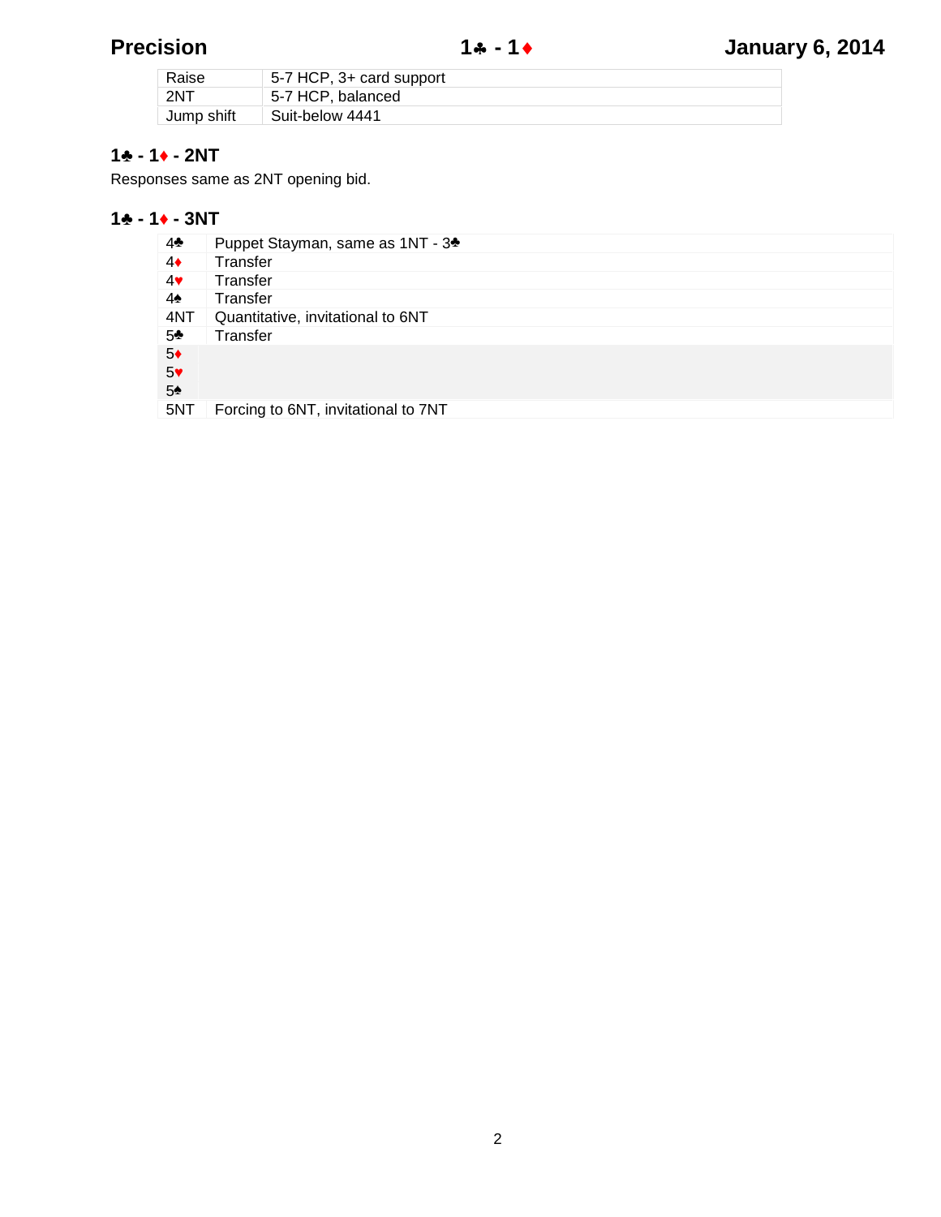| | |
|---|---|
| Raise | 5-7 HCP, 3+ card support |
| 2NT | 5-7 HCP, balanced |
| Jump shift | Suit-below 4441 |

### 1♣ - 1♦ - 2NT

Responses same as 2NT opening bid.

### 1♣ - 1♦ - 3NT

| | |
|---|---|
| 4♣ | Puppet Stayman, same as 1NT - 3♣ |
| 4♦ | Transfer |
| 4♥ | Transfer |
| 4♠ | Transfer |
| 4NT | Quantitative, invitational to 6NT |
| 5♣ | Transfer |
| 5♦ | |
| 5♥ | |
| 5♠ | |
| 5NT | Forcing to 6NT, invitational to 7NT |